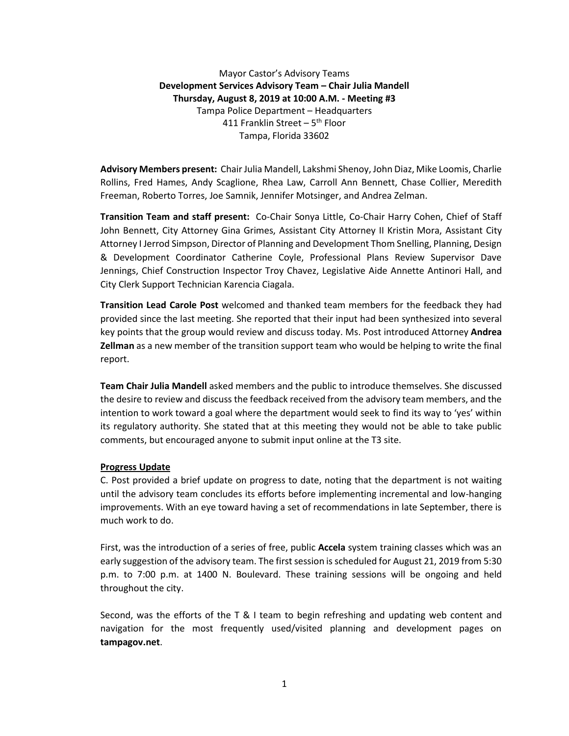Mayor Castor's Advisory Teams

**Development Services Advisory Team – Chair Julia Mandell**

**Thursday, August 8, 2019 at 10:00 A.M. - Meeting #3**

Tampa Police Department – Headquarters

411 Franklin Street – 5th Floor

Tampa, Florida 33602

**Advisory Members present:** Chair Julia Mandell, Lakshmi Shenoy, John Diaz, Mike Loomis, Charlie Rollins, Fred Hames, Andy Scaglione, Rhea Law, Carroll Ann Bennett, Chase Collier, Meredith Freeman, Roberto Torres, Joe Samnik, Jennifer Motsinger, and Andrea Zelman.

**Transition Team and staff present:** Co-Chair Sonya Little, Co-Chair Harry Cohen, Chief of Staff John Bennett, City Attorney Gina Grimes, Assistant City Attorney II Kristin Mora, Assistant City Attorney I Jerrod Simpson, Director of Planning and Development Thom Snelling, Planning, Design & Development Coordinator Catherine Coyle, Professional Plans Review Supervisor Dave Jennings, Chief Construction Inspector Troy Chavez, Legislative Aide Annette Antinori Hall, and City Clerk Support Technician Karencia Ciagala.

**Transition Lead Carole Post** welcomed and thanked team members for the feedback they had provided since the last meeting. She reported that their input had been synthesized into several key points that the group would review and discuss today. Ms. Post introduced Attorney **Andrea Zellman** as a new member of the transition support team who would be helping to write the final report.

**Team Chair Julia Mandell** asked members and the public to introduce themselves. She discussed the desire to review and discuss the feedback received from the advisory team members, and the intention to work toward a goal where the department would seek to find its way to 'yes' within its regulatory authority. She stated that at this meeting they would not be able to take public comments, but encouraged anyone to submit input online at the T3 site.

**Progress Update**

C. Post provided a brief update on progress to date, noting that the department is not waiting until the advisory team concludes its efforts before implementing incremental and low-hanging improvements. With an eye toward having a set of recommendations in late September, there is much work to do.

First, was the introduction of a series of free, public **Accela** system training classes which was an early suggestion of the advisory team. The first session is scheduled for August 21, 2019 from 5:30 p.m. to 7:00 p.m. at 1400 N. Boulevard. These training sessions will be ongoing and held throughout the city.

Second, was the efforts of the T & I team to begin refreshing and updating web content and navigation for the most frequently used/visited planning and development pages on **tampagov.net**.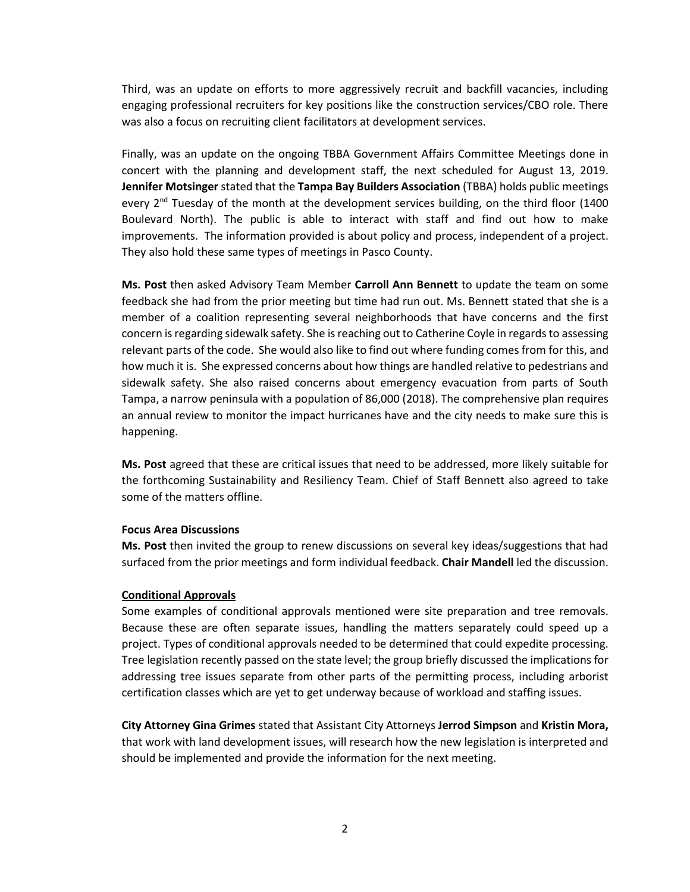Third, was an update on efforts to more aggressively recruit and backfill vacancies, including engaging professional recruiters for key positions like the construction services/CBO role. There was also a focus on recruiting client facilitators at development services.

Finally, was an update on the ongoing TBBA Government Affairs Committee Meetings done in concert with the planning and development staff, the next scheduled for August 13, 2019. **Jennifer Motsinger** stated that the **Tampa Bay Builders Association** (TBBA) holds public meetings every 2nd Tuesday of the month at the development services building, on the third floor (1400 Boulevard North). The public is able to interact with staff and find out how to make improvements. The information provided is about policy and process, independent of a project. They also hold these same types of meetings in Pasco County.

**Ms. Post** then asked Advisory Team Member **Carroll Ann Bennett** to update the team on some feedback she had from the prior meeting but time had run out. Ms. Bennett stated that she is a member of a coalition representing several neighborhoods that have concerns and the first concern is regarding sidewalk safety. She is reaching out to Catherine Coyle in regards to assessing relevant parts of the code. She would also like to find out where funding comes from for this, and how much it is. She expressed concerns about how things are handled relative to pedestrians and sidewalk safety. She also raised concerns about emergency evacuation from parts of South Tampa, a narrow peninsula with a population of 86,000 (2018). The comprehensive plan requires an annual review to monitor the impact hurricanes have and the city needs to make sure this is happening.

**Ms. Post** agreed that these are critical issues that need to be addressed, more likely suitable for the forthcoming Sustainability and Resiliency Team. Chief of Staff Bennett also agreed to take some of the matters offline.

**Focus Area Discussions**

**Ms. Post** then invited the group to renew discussions on several key ideas/suggestions that had surfaced from the prior meetings and form individual feedback. **Chair Mandell** led the discussion.

**Conditional Approvals**

Some examples of conditional approvals mentioned were site preparation and tree removals. Because these are often separate issues, handling the matters separately could speed up a project. Types of conditional approvals needed to be determined that could expedite processing. Tree legislation recently passed on the state level; the group briefly discussed the implications for addressing tree issues separate from other parts of the permitting process, including arborist certification classes which are yet to get underway because of workload and staffing issues.

**City Attorney Gina Grimes** stated that Assistant City Attorneys **Jerrod Simpson** and **Kristin Mora,** that work with land development issues, will research how the new legislation is interpreted and should be implemented and provide the information for the next meeting.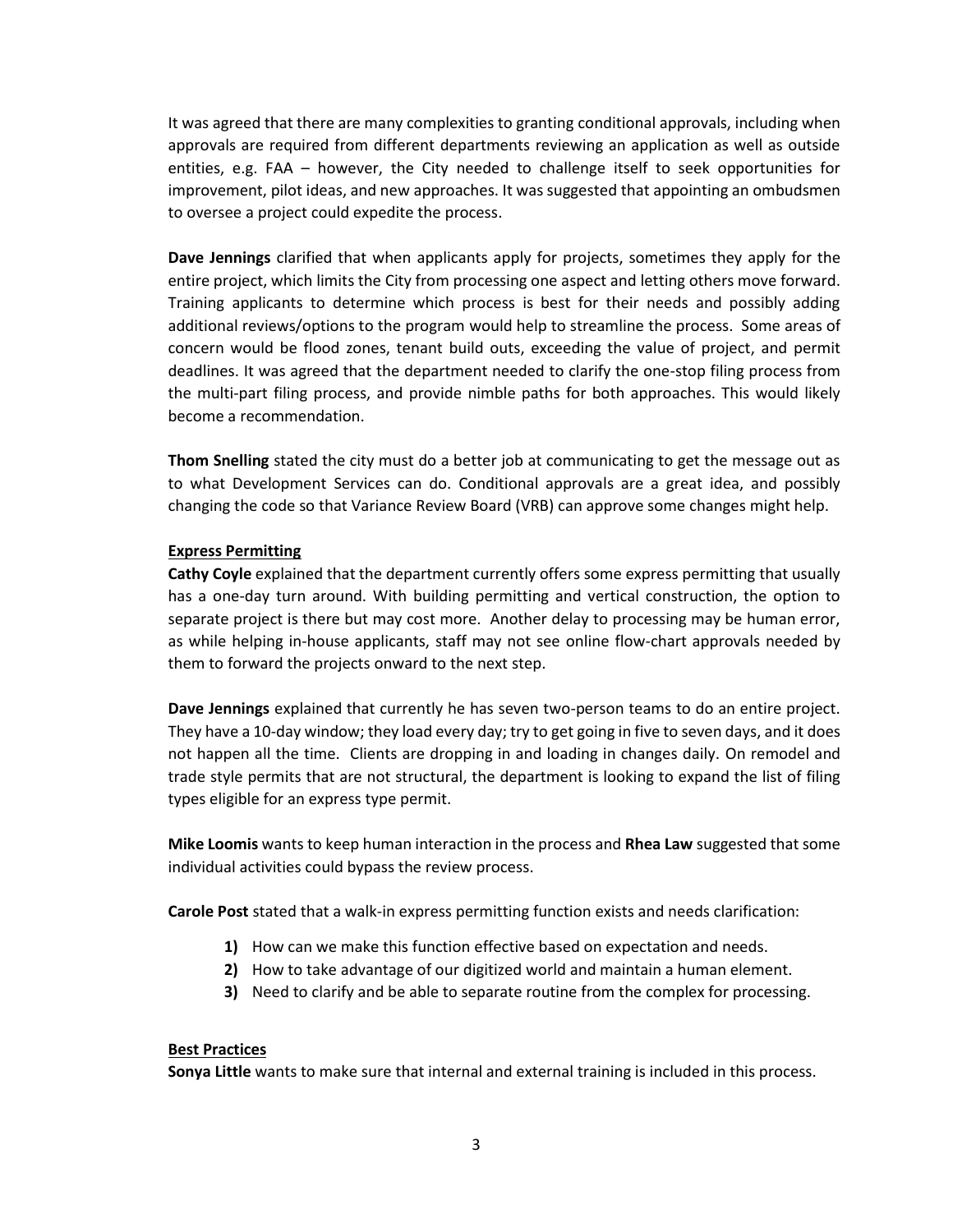It was agreed that there are many complexities to granting conditional approvals, including when approvals are required from different departments reviewing an application as well as outside entities, e.g. FAA – however, the City needed to challenge itself to seek opportunities for improvement, pilot ideas, and new approaches. It was suggested that appointing an ombudsmen to oversee a project could expedite the process.

**Dave Jennings** clarified that when applicants apply for projects, sometimes they apply for the entire project, which limits the City from processing one aspect and letting others move forward. Training applicants to determine which process is best for their needs and possibly adding additional reviews/options to the program would help to streamline the process. Some areas of concern would be flood zones, tenant build outs, exceeding the value of project, and permit deadlines. It was agreed that the department needed to clarify the one-stop filing process from the multi-part filing process, and provide nimble paths for both approaches. This would likely become a recommendation.

**Thom Snelling** stated the city must do a better job at communicating to get the message out as to what Development Services can do. Conditional approvals are a great idea, and possibly changing the code so that Variance Review Board (VRB) can approve some changes might help.

**Express Permitting**

**Cathy Coyle** explained that the department currently offers some express permitting that usually has a one-day turn around. With building permitting and vertical construction, the option to separate project is there but may cost more. Another delay to processing may be human error, as while helping in-house applicants, staff may not see online flow-chart approvals needed by them to forward the projects onward to the next step.

**Dave Jennings** explained that currently he has seven two-person teams to do an entire project. They have a 10-day window; they load every day; try to get going in five to seven days, and it does not happen all the time. Clients are dropping in and loading in changes daily. On remodel and trade style permits that are not structural, the department is looking to expand the list of filing types eligible for an express type permit.

**Mike Loomis** wants to keep human interaction in the process and **Rhea Law** suggested that some individual activities could bypass the review process.

**Carole Post** stated that a walk-in express permitting function exists and needs clarification:

1) How can we make this function effective based on expectation and needs.
2) How to take advantage of our digitized world and maintain a human element.
3) Need to clarify and be able to separate routine from the complex for processing.

**Best Practices**

**Sonya Little** wants to make sure that internal and external training is included in this process.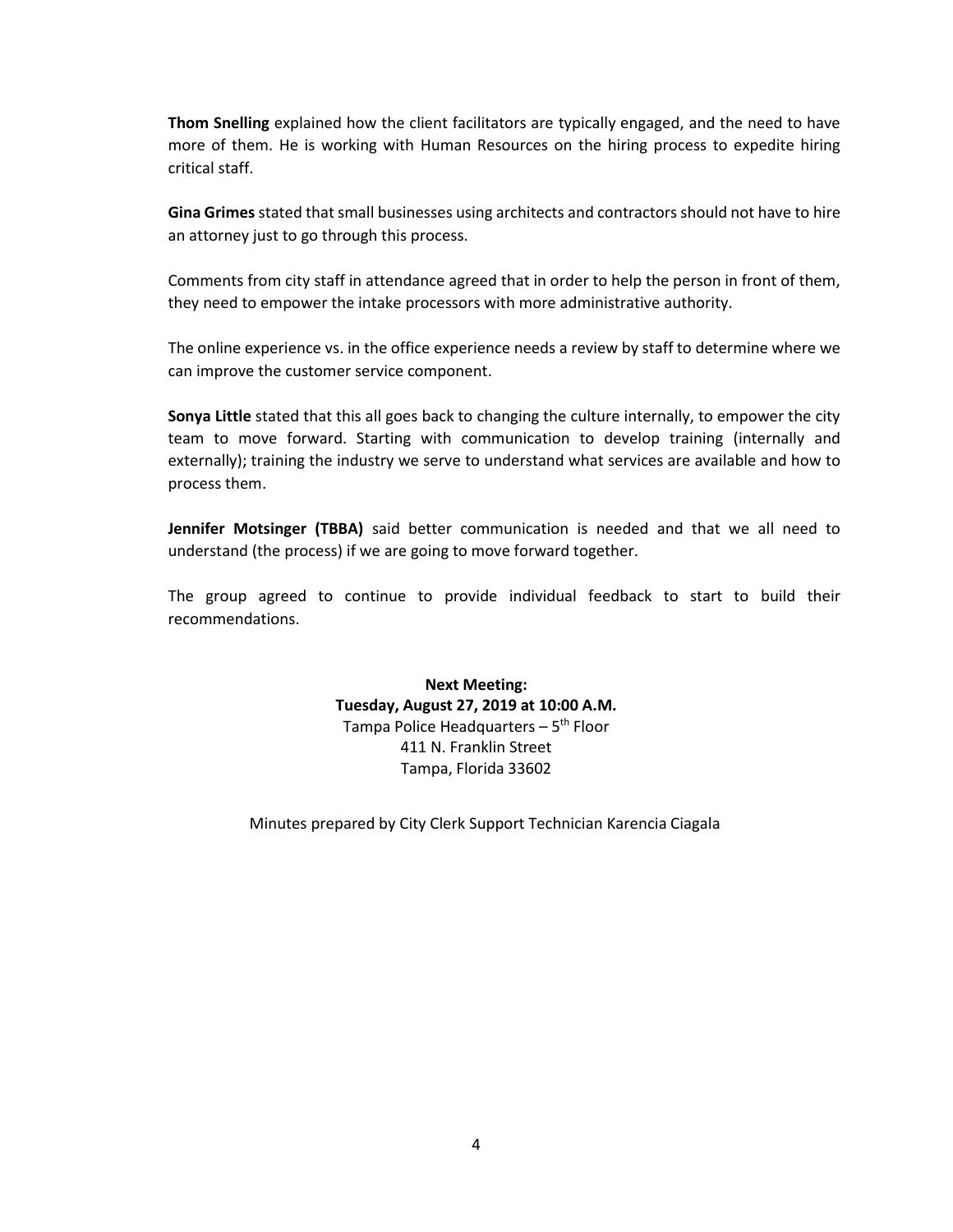**Thom Snelling** explained how the client facilitators are typically engaged, and the need to have more of them. He is working with Human Resources on the hiring process to expedite hiring critical staff.

**Gina Grimes** stated that small businesses using architects and contractors should not have to hire an attorney just to go through this process.

Comments from city staff in attendance agreed that in order to help the person in front of them, they need to empower the intake processors with more administrative authority.

The online experience vs. in the office experience needs a review by staff to determine where we can improve the customer service component.

**Sonya Little** stated that this all goes back to changing the culture internally, to empower the city team to move forward. Starting with communication to develop training (internally and externally); training the industry we serve to understand what services are available and how to process them.

**Jennifer Motsinger (TBBA)** said better communication is needed and that we all need to understand (the process) if we are going to move forward together.

The group agreed to continue to provide individual feedback to start to build their recommendations.

**Next Meeting:**
**Tuesday, August 27, 2019 at 10:00 A.M.**
Tampa Police Headquarters – 5th Floor
411 N. Franklin Street
Tampa, Florida 33602

Minutes prepared by City Clerk Support Technician Karencia Ciagala